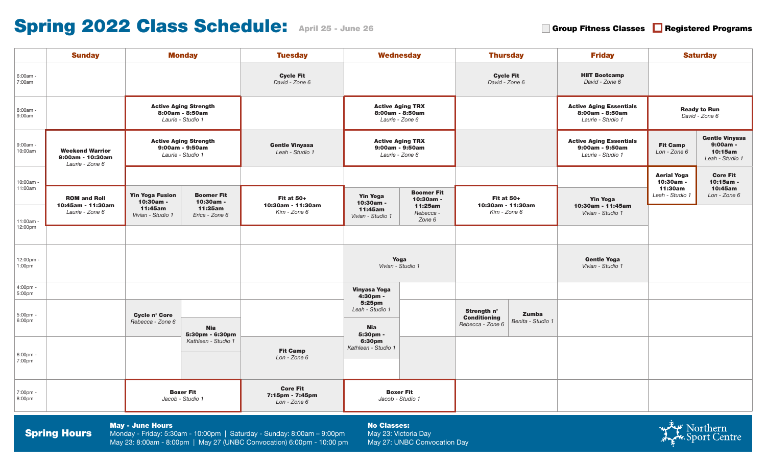# Spring 2022 Class Schedule: April 25 - June 26

Group Fitness Classes | Registered Programs

| Time | Sunday | Monday | Tuesday | Wednesday | Thursday | Friday | Saturday |
|---|---|---|---|---|---|---|---|
| 6:00am - 7:00am | | | **Cycle Fit** *David - Zone 6* | | **Cycle Fit** *David - Zone 6* | **HIIT Bootcamp** *David - Zone 6* | |
| 8:00am - 9:00am | | **Active Aging Strength** 8:00am - 8:50am *Laurie - Studio 1* | | **Active Aging TRX** 8:00am - 8:50am *Laurie - Zone 6* | | **Active Aging Essentials** 8:00am - 8:50am *Laurie - Studio 1* | **Ready to Run** *David - Zone 6* |
| 9:00am - 10:00am | **Weekend Warrior** 9:00am - 10:30am *Laurie - Zone 6* | **Active Aging Strength** 9:00am - 9:50am *Laurie - Studio 1* | **Gentle Vinyasa** *Leah - Studio 1* | **Active Aging TRX** 9:00am - 9:50am *Laurie - Zone 6* | | **Active Aging Essentials** 9:00am - 9:50am *Laurie - Studio 1* | **Fit Camp** *Lon - Zone 6*; **Gentle Vinyasa** 9:00am - 10:15am *Leah - Studio 1* |
| 10:00am - 11:00am | **ROM and Roll** 10:45am - 11:30am *Laurie - Zone 6* | **Yin Yoga Fusion** 10:30am - 11:45am *Vivian - Studio 1*; **Boomer Fit** 10:30am - 11:25am *Erica - Zone 6* | **Fit at 50+** 10:30am - 11:30am *Kim - Zone 6* | **Yin Yoga** 10:30am - 11:45am *Vivian - Studio 1*; **Boomer Fit** 10:30am - 11:25am *Rebecca - Zone 6* | **Fit at 50+** 10:30am - 11:30am *Kim - Zone 6* | **Yin Yoga** 10:30am - 11:45am *Vivian - Studio 1* | **Aerial Yoga** 10:30am - 11:30am *Leah - Studio 1*; **Core Fit** 10:15am - 10:45am *Lon - Zone 6* |
| 11:00am - 12:00pm | | | | | | | |
| 12:00pm - 1:00pm | | | | **Yoga** *Vivian - Studio 1* | | **Gentle Yoga** *Vivian - Studio 1* | |
| 4:00pm - 5:00pm | | | | **Vinyasa Yoga** 4:30pm - 5:25pm *Leah - Studio 1* | | | |
| 5:00pm - 6:00pm | | **Cycle n' Core** *Rebecca - Zone 6*; **Nia** 5:30pm - 6:30pm *Kathleen - Studio 1* | | **Nia** 5:30pm - 6:30pm *Kathleen - Studio 1* | **Strength n' Conditioning** *Rebecca - Zone 6*; **Zumba** *Benita - Studio 1* | | |
| 6:00pm - 7:00pm | | | **Fit Camp** *Lon - Zone 6* | | | | |
| 7:00pm - 8:00pm | | **Boxer Fit** *Jacob - Studio 1* | **Core Fit** 7:15pm - 7:45pm *Lon - Zone 6* | **Boxer Fit** *Jacob - Studio 1* | | | |

Registered Programs: Active Aging Strength, Active Aging TRX, Active Aging Essentials, Ready to Run, Weekend Warrior, ROM and Roll, Fit at 50+, Aerial Yoga, Boxer Fit.

## Spring Hours

**May - June Hours**
Monday - Friday: 5:30am - 10:00pm | Saturday - Sunday: 8:00am – 9:00pm
May 23: 8:00am - 8:00pm | May 27 (UNBC Convocation) 6:00pm - 10:00 pm

**No Classes:**
May 23: Victoria Day
May 27: UNBC Convocation Day

Northern Sport Centre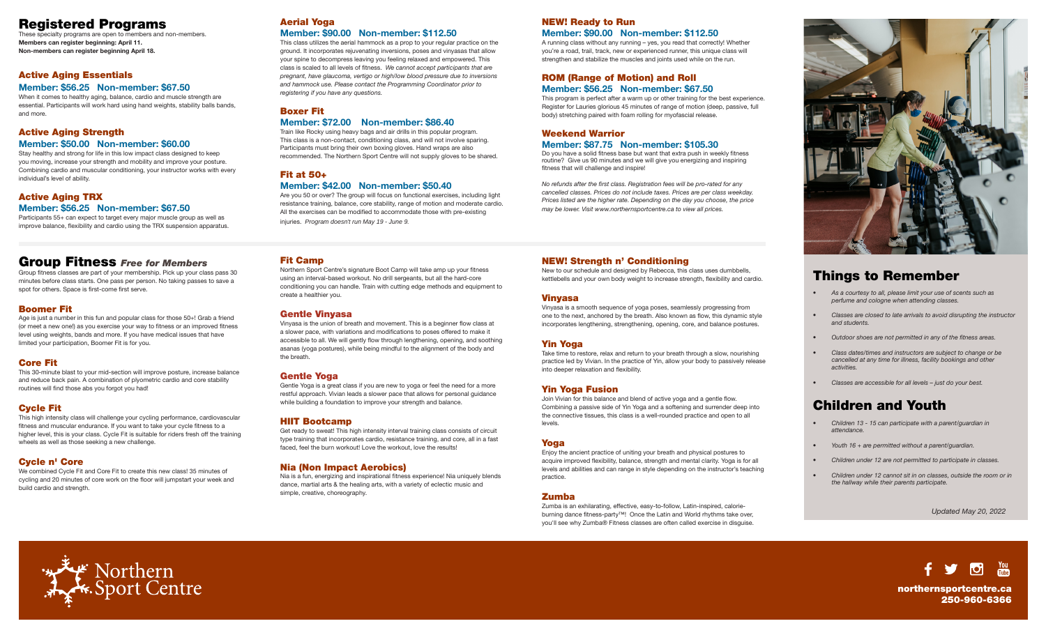# Registered Programs

These specialty programs are open to members and non-members.
**Members can register beginning: April 11.**
**Non-members can register beginning April 18.**

### Active Aging Essentials

**Member: $56.25 Non-member: $67.50**

When it comes to healthy aging, balance, cardio and muscle strength are essential. Participants will work hard using hand weights, stability balls bands, and more.

### Active Aging Strength

**Member: $50.00 Non-member: $60.00**

Stay healthy and strong for life in this low impact class designed to keep you moving, increase your strength and mobility and improve your posture. Combining cardio and muscular conditioning, your instructor works with every individual's level of ability.

### Active Aging TRX

**Member: $56.25 Non-member: $67.50**

Participants 55+ can expect to target every major muscle group as well as improve balance, flexibility and cardio using the TRX suspension apparatus.

### Aerial Yoga

**Member: $90.00 Non-member: $112.50**

This class utilizes the aerial hammock as a prop to your regular practice on the ground. It incorporates rejuvenating inversions, poses and vinyasas that allow your spine to decompress leaving you feeling relaxed and empowered. This class is scaled to all levels of fitness. *We cannot accept participants that are pregnant, have glaucoma, vertigo or high/low blood pressure due to inversions and hammock use. Please contact the Programming Coordinator prior to registering if you have any questions.*

### Boxer Fit

**Member: $72.00 Non-member: $86.40**

Train like Rocky using heavy bags and air drills in this popular program. This class is a non-contact, conditioning class, and will not involve sparing. Participants must bring their own boxing gloves. Hand wraps are also recommended. The Northern Sport Centre will not supply gloves to be shared.

### Fit at 50+

**Member: $42.00 Non-member: $50.40**

Are you 50 or over? The group will focus on functional exercises, including light resistance training, balance, core stability, range of motion and moderate cardio. All the exercises can be modified to accommodate those with pre-existing injuries. *Program doesn't run May 19 - June 9.*

### NEW! Ready to Run

**Member: $90.00 Non-member: $112.50**

A running class without any running – yes, you read that correctly! Whether you're a road, trail, track, new or experienced runner, this unique class will strengthen and stabilize the muscles and joints used while on the run.

### ROM (Range of Motion) and Roll

**Member: $56.25 Non-member: $67.50**

This program is perfect after a warm up or other training for the best experience. Register for Lauries glorious 45 minutes of range of motion (deep, passive, full body) stretching paired with foam rolling for myofascial release.

### Weekend Warrior

**Member: $87.75 Non-member: $105.30**

Do you have a solid fitness base but want that extra push in weekly fitness routine? Give us 90 minutes and we will give you energizing and inspiring fitness that will challenge and inspire!

*No refunds after the first class. Registration fees will be pro-rated for any cancelled classes. Prices do not include taxes. Prices are per class weekday. Prices listed are the higher rate. Depending on the day you choose, the price may be lower. Visit www.northernsportcentre.ca to view all prices.*

# Group Fitness *Free for Members*

Group fitness classes are part of your membership. Pick up your class pass 30 minutes before class starts. One pass per person. No taking passes to save a spot for others. Space is first-come first serve.

### Boomer Fit

Age is just a number in this fun and popular class for those 50+! Grab a friend (or meet a new one!) as you exercise your way to fitness or an improved fitness level using weights, bands and more. If you have medical issues that have limited your participation, Boomer Fit is for you.

### Core Fit

This 30-minute blast to your mid-section will improve posture, increase balance and reduce back pain. A combination of plyometric cardio and core stability routines will find those abs you forgot you had!

### Cycle Fit

This high intensity class will challenge your cycling performance, cardiovascular fitness and muscular endurance. If you want to take your cycle fitness to a higher level, this is your class. Cycle Fit is suitable for riders fresh off the training wheels as well as those seeking a new challenge.

### Cycle n' Core

We combined Cycle Fit and Core Fit to create this new class! 35 minutes of cycling and 20 minutes of core work on the floor will jumpstart your week and build cardio and strength.

### Fit Camp

Northern Sport Centre's signature Boot Camp will take amp up your fitness using an interval-based workout. No drill sergeants, but all the hard-core conditioning you can handle. Train with cutting edge methods and equipment to create a healthier you.

### Gentle Vinyasa

Vinyasa is the union of breath and movement. This is a beginner flow class at a slower pace, with variations and modifications to poses offered to make it accessible to all. We will gently flow through lengthening, opening, and soothing asanas (yoga postures), while being mindful to the alignment of the body and the breath.

### Gentle Yoga

Gentle Yoga is a great class if you are new to yoga or feel the need for a more restful approach. Vivian leads a slower pace that allows for personal guidance while building a foundation to improve your strength and balance.

### HIIT Bootcamp

Get ready to sweat! This high intensity interval training class consists of circuit type training that incorporates cardio, resistance training, and core, all in a fast faced, feel the burn workout! Love the workout, love the results!

### Nia (Non Impact Aerobics)

Nia is a fun, energizing and inspirational fitness experience! Nia uniquely blends dance, martial arts & the healing arts, with a variety of eclectic music and simple, creative, choreography.

### NEW! Strength n' Conditioning

New to our schedule and designed by Rebecca, this class uses dumbbells, kettlebells and your own body weight to increase strength, flexibility and cardio.

### Vinyasa

Vinyasa is a smooth sequence of yoga poses, seamlessly progressing from one to the next, anchored by the breath. Also known as flow, this dynamic style incorporates lengthening, strengthening, opening, core, and balance postures.

### Yin Yoga

Take time to restore, relax and return to your breath through a slow, nourishing practice led by Vivian. In the practice of Yin, allow your body to passively release into deeper relaxation and flexibility.

### Yin Yoga Fusion

Join Vivian for this balance and blend of active yoga and a gentle flow. Combining a passive side of Yin Yoga and a softening and surrender deep into the connective tissues, this class is a well-rounded practice and open to all levels.

### Yoga

Enjoy the ancient practice of uniting your breath and physical postures to acquire improved flexibility, balance, strength and mental clarity. Yoga is for all levels and abilities and can range in style depending on the instructor's teaching practice.

### Zumba

Zumba is an exhilarating, effective, easy-to-follow, Latin-inspired, calorie-burning dance fitness-party™! Once the Latin and World rhythms take over, you'll see why Zumba® Fitness classes are often called exercise in disguise.

## Things to Remember

- *As a courtesy to all, please limit your use of scents such as perfume and cologne when attending classes.*
- *Classes are closed to late arrivals to avoid disrupting the instructor and students.*
- *Outdoor shoes are not permitted in any of the fitness areas.*
- *Class dates/times and instructors are subject to change or be cancelled at any time for illness, facility bookings and other activities.*
- *Classes are accessible for all levels – just do your best.*

## Children and Youth

- *Children 13 - 15 can participate with a parent/guardian in attendance.*
- *Youth 16 + are permitted without a parent/guardian.*
- *Children under 12 are not permitted to participate in classes.*
- *Children under 12 cannot sit in on classes, outside the room or in the hallway while their parents participate.*

*Updated May 20, 2022*

Northern Sport Centre

**northernsportcentre.ca**
**250-960-6366**